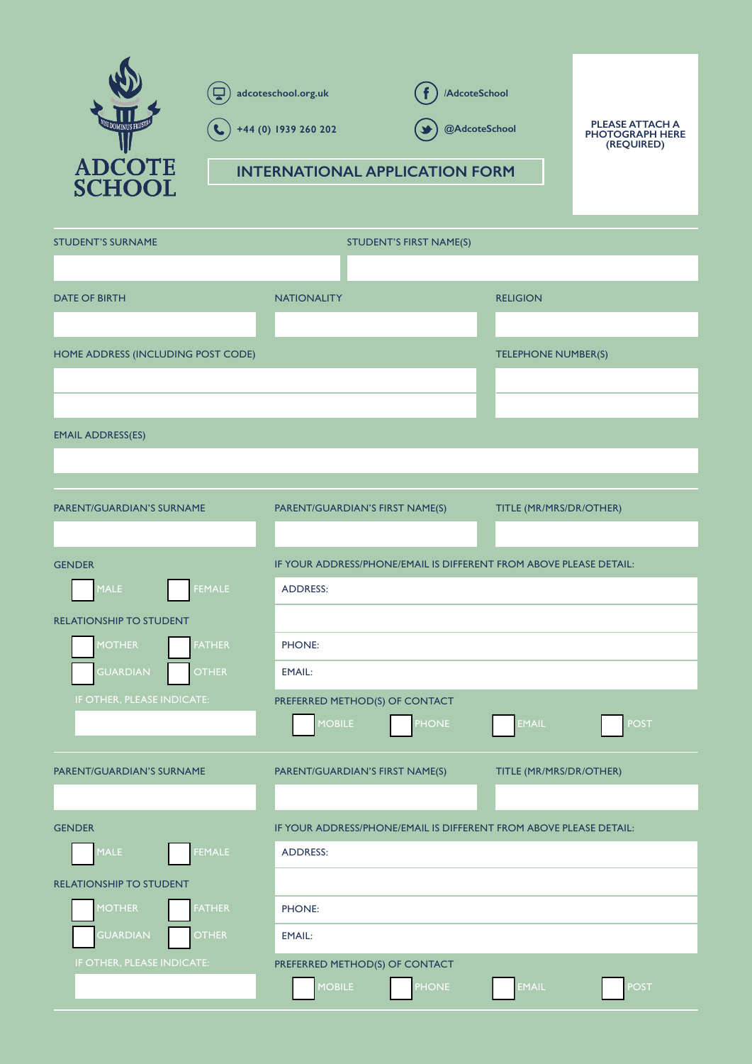# ADCOTE SCHOOL

NISI DOMINUS FRUSTRA

adcoteschool.org.uk

+44 (0) 1939 260 202

/AdcoteSchool

@AdcoteSchool

## INTERNATIONAL APPLICATION FORM

PLEASE ATTACH A PHOTOGRAPH HERE (REQUIRED)

STUDENT'S SURNAME

STUDENT'S FIRST NAME(S)

DATE OF BIRTH

NATIONALITY

RELIGION

HOME ADDRESS (INCLUDING POST CODE)

TELEPHONE NUMBER(S)

EMAIL ADDRESS(ES)

---

PARENT/GUARDIAN'S SURNAME

PARENT/GUARDIAN'S FIRST NAME(S)

TITLE (MR/MRS/DR/OTHER)

GENDER

☐ MALE ☐ FEMALE

RELATIONSHIP TO STUDENT

☐ MOTHER ☐ FATHER

☐ GUARDIAN ☐ OTHER

IF OTHER, PLEASE INDICATE:

IF YOUR ADDRESS/PHONE/EMAIL IS DIFFERENT FROM ABOVE PLEASE DETAIL:

ADDRESS:

PHONE:

EMAIL:

PREFERRED METHOD(S) OF CONTACT

☐ MOBILE ☐ PHONE ☐ EMAIL ☐ POST

---

PARENT/GUARDIAN'S SURNAME

PARENT/GUARDIAN'S FIRST NAME(S)

TITLE (MR/MRS/DR/OTHER)

GENDER

☐ MALE ☐ FEMALE

RELATIONSHIP TO STUDENT

☐ MOTHER ☐ FATHER

☐ GUARDIAN ☐ OTHER

IF OTHER, PLEASE INDICATE:

IF YOUR ADDRESS/PHONE/EMAIL IS DIFFERENT FROM ABOVE PLEASE DETAIL:

ADDRESS:

PHONE:

EMAIL:

PREFERRED METHOD(S) OF CONTACT

☐ MOBILE ☐ PHONE ☐ EMAIL ☐ POST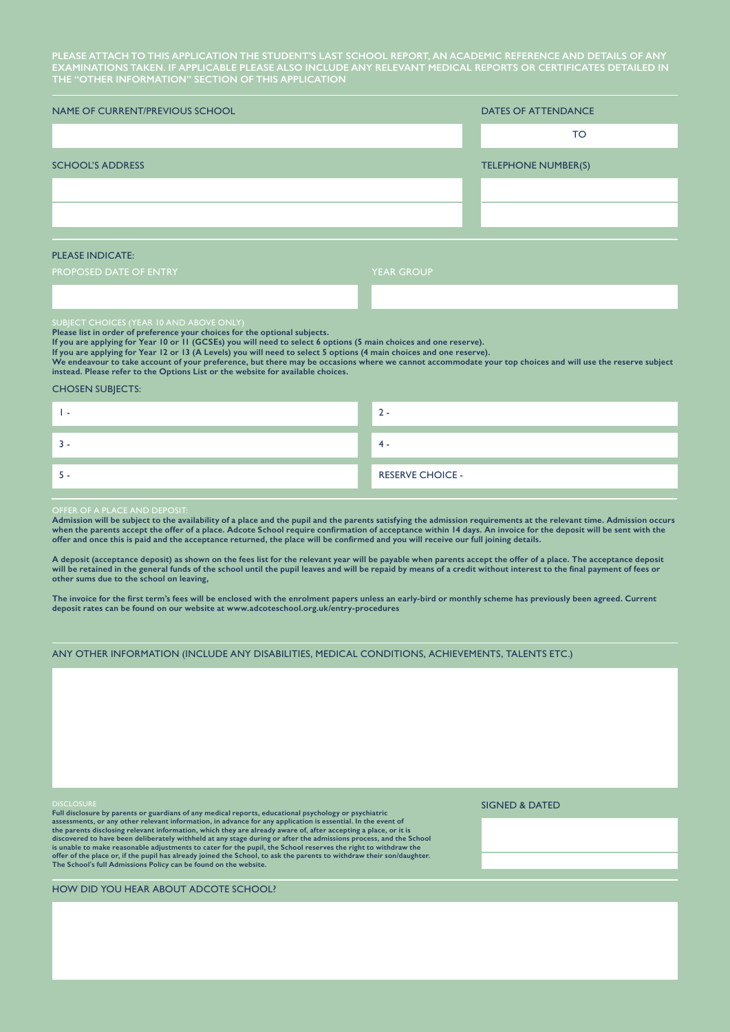**PLEASE ATTACH TO THIS APPLICATION THE STUDENT'S LAST SCHOOL REPORT, AN ACADEMIC REFERENCE AND DETAILS OF ANY EXAMINATIONS TAKEN. IF APPLICABLE PLEASE ALSO INCLUDE ANY RELEVANT MEDICAL REPORTS OR CERTIFICATES DETAILED IN THE "OTHER INFORMATION" SECTION OF THIS APPLICATION**

| NAME OF CURRENT/PREVIOUS SCHOOL | DATES OF ATTENDANCE |
|---|---|
| | TO |

| SCHOOL'S ADDRESS | TELEPHONE NUMBER(S) |
|---|---|
| | |
| | |

PLEASE INDICATE:

| PROPOSED DATE OF ENTRY | YEAR GROUP |
|---|---|
| | |

SUBJECT CHOICES (YEAR 10 AND ABOVE ONLY)

**Please list in order of preference your choices for the optional subjects.**
**If you are applying for Year 10 or 11 (GCSEs) you will need to select 6 options (5 main choices and one reserve).**
**If you are applying for Year 12 or 13 (A Levels) you will need to select 5 options (4 main choices and one reserve).**
**We endeavour to take account of your preference, but there may be occasions where we cannot accommodate your top choices and will use the reserve subject instead. Please refer to the Options List or the website for available choices.**

CHOSEN SUBJECTS:

| | |
|---|---|
| 1 - | 2 - |
| 3 - | 4 - |
| 5 - | RESERVE CHOICE - |

OFFER OF A PLACE AND DEPOSIT:

**Admission will be subject to the availability of a place and the pupil and the parents satisfying the admission requirements at the relevant time. Admission occurs when the parents accept the offer of a place. Adcote School require confirmation of acceptance within 14 days. An invoice for the deposit will be sent with the offer and once this is paid and the acceptance returned, the place will be confirmed and you will receive our full joining details.**

**A deposit (acceptance deposit) as shown on the fees list for the relevant year will be payable when parents accept the offer of a place. The acceptance deposit will be retained in the general funds of the school until the pupil leaves and will be repaid by means of a credit without interest to the final payment of fees or other sums due to the school on leaving,**

**The invoice for the first term's fees will be enclosed with the enrolment papers unless an early-bird or monthly scheme has previously been agreed. Current deposit rates can be found on our website at www.adcoteschool.org.uk/entry-procedures**

ANY OTHER INFORMATION (INCLUDE ANY DISABILITIES, MEDICAL CONDITIONS, ACHIEVEMENTS, TALENTS ETC.)

DISCLOSURE

**Full disclosure by parents or guardians of any medical reports, educational psychology or psychiatric assessments, or any other relevant information, in advance for any application is essential. In the event of the parents disclosing relevant information, which they are already aware of, after accepting a place, or it is discovered to have been deliberately withheld at any stage during or after the admissions process, and the School is unable to make reasonable adjustments to cater for the pupil, the School reserves the right to withdraw the offer of the place or, if the pupil has already joined the School, to ask the parents to withdraw their son/daughter. The School's full Admissions Policy can be found on the website.**

SIGNED & DATED

HOW DID YOU HEAR ABOUT ADCOTE SCHOOL?